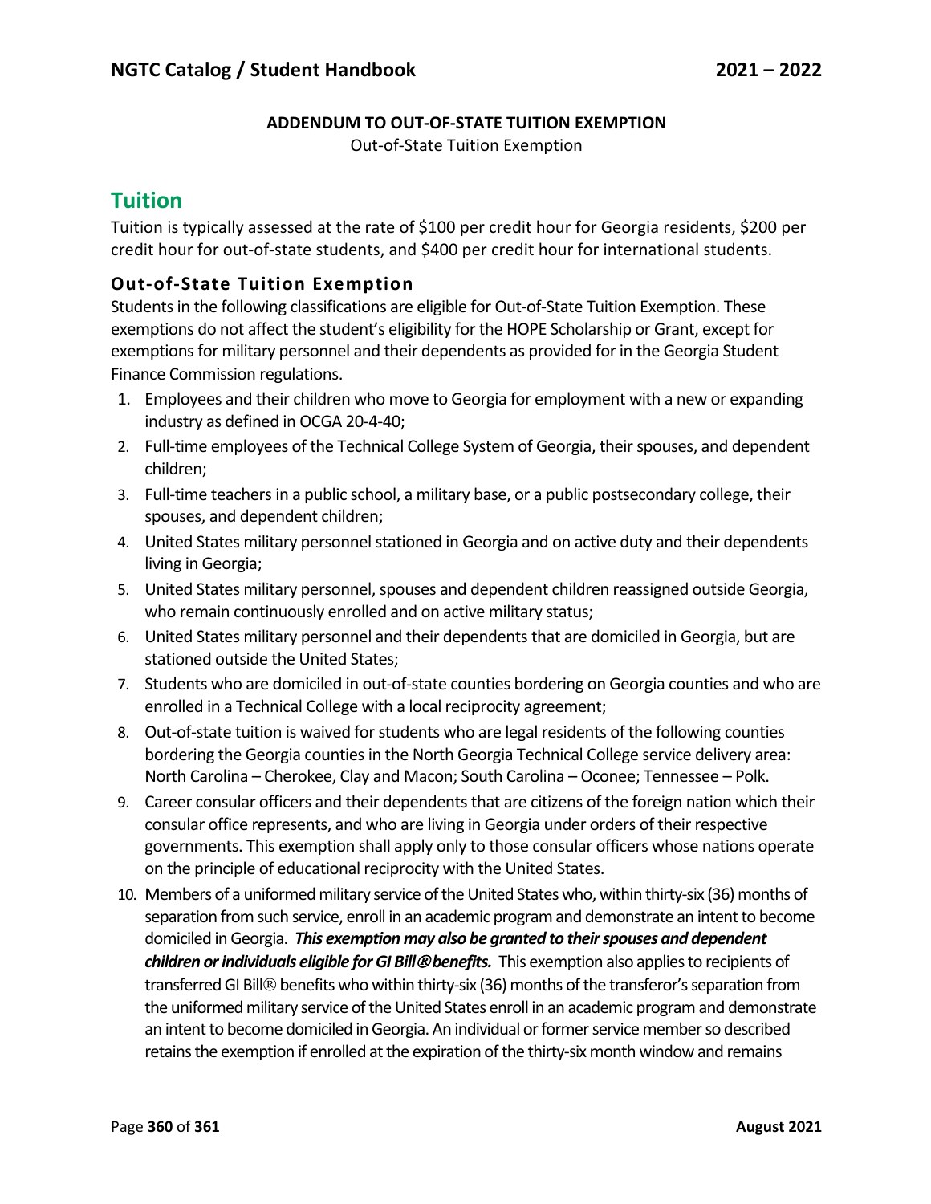**ADDENDUM TO OUT-OF-STATE TUITION EXEMPTION**

Out-of-State Tuition Exemption

## Tuition

Tuition is typically assessed at the rate of $100 per credit hour for Georgia residents, $200 per credit hour for out-of-state students, and $400 per credit hour for international students.

### Out-of-State Tuition Exemption

Students in the following classifications are eligible for Out-of-State Tuition Exemption. These exemptions do not affect the student's eligibility for the HOPE Scholarship or Grant, except for exemptions for military personnel and their dependents as provided for in the Georgia Student Finance Commission regulations.

1. Employees and their children who move to Georgia for employment with a new or expanding industry as defined in OCGA 20-4-40;
2. Full-time employees of the Technical College System of Georgia, their spouses, and dependent children;
3. Full-time teachers in a public school, a military base, or a public postsecondary college, their spouses, and dependent children;
4. United States military personnel stationed in Georgia and on active duty and their dependents living in Georgia;
5. United States military personnel, spouses and dependent children reassigned outside Georgia, who remain continuously enrolled and on active military status;
6. United States military personnel and their dependents that are domiciled in Georgia, but are stationed outside the United States;
7. Students who are domiciled in out-of-state counties bordering on Georgia counties and who are enrolled in a Technical College with a local reciprocity agreement;
8. Out-of-state tuition is waived for students who are legal residents of the following counties bordering the Georgia counties in the North Georgia Technical College service delivery area: North Carolina – Cherokee, Clay and Macon; South Carolina – Oconee; Tennessee – Polk.
9. Career consular officers and their dependents that are citizens of the foreign nation which their consular office represents, and who are living in Georgia under orders of their respective governments. This exemption shall apply only to those consular officers whose nations operate on the principle of educational reciprocity with the United States.
10. Members of a uniformed military service of the United States who, within thirty-six (36) months of separation from such service, enroll in an academic program and demonstrate an intent to become domiciled in Georgia. ***This exemption may also be granted to their spouses and dependent children or individuals eligible for GI Bill® benefits.*** This exemption also applies to recipients of transferred GI Bill® benefits who within thirty-six (36) months of the transferor's separation from the uniformed military service of the United States enroll in an academic program and demonstrate an intent to become domiciled in Georgia. An individual or former service member so described retains the exemption if enrolled at the expiration of the thirty-six month window and remains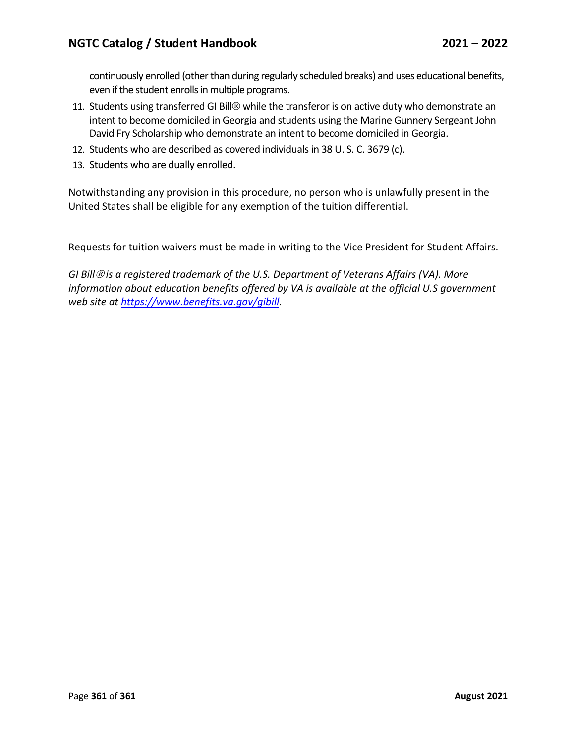continuously enrolled (other than during regularly scheduled breaks) and uses educational benefits, even if the student enrolls in multiple programs.

11. Students using transferred GI Bill® while the transferor is on active duty who demonstrate an intent to become domiciled in Georgia and students using the Marine Gunnery Sergeant John David Fry Scholarship who demonstrate an intent to become domiciled in Georgia.
12. Students who are described as covered individuals in 38 U. S. C. 3679 (c).
13. Students who are dually enrolled.

Notwithstanding any provision in this procedure, no person who is unlawfully present in the United States shall be eligible for any exemption of the tuition differential.

Requests for tuition waivers must be made in writing to the Vice President for Student Affairs.

*GI Bill® is a registered trademark of the U.S. Department of Veterans Affairs (VA). More information about education benefits offered by VA is available at the official U.S government web site at [https://www.benefits.va.gov/gibill](https://www.benefits.va.gov/gibill).*